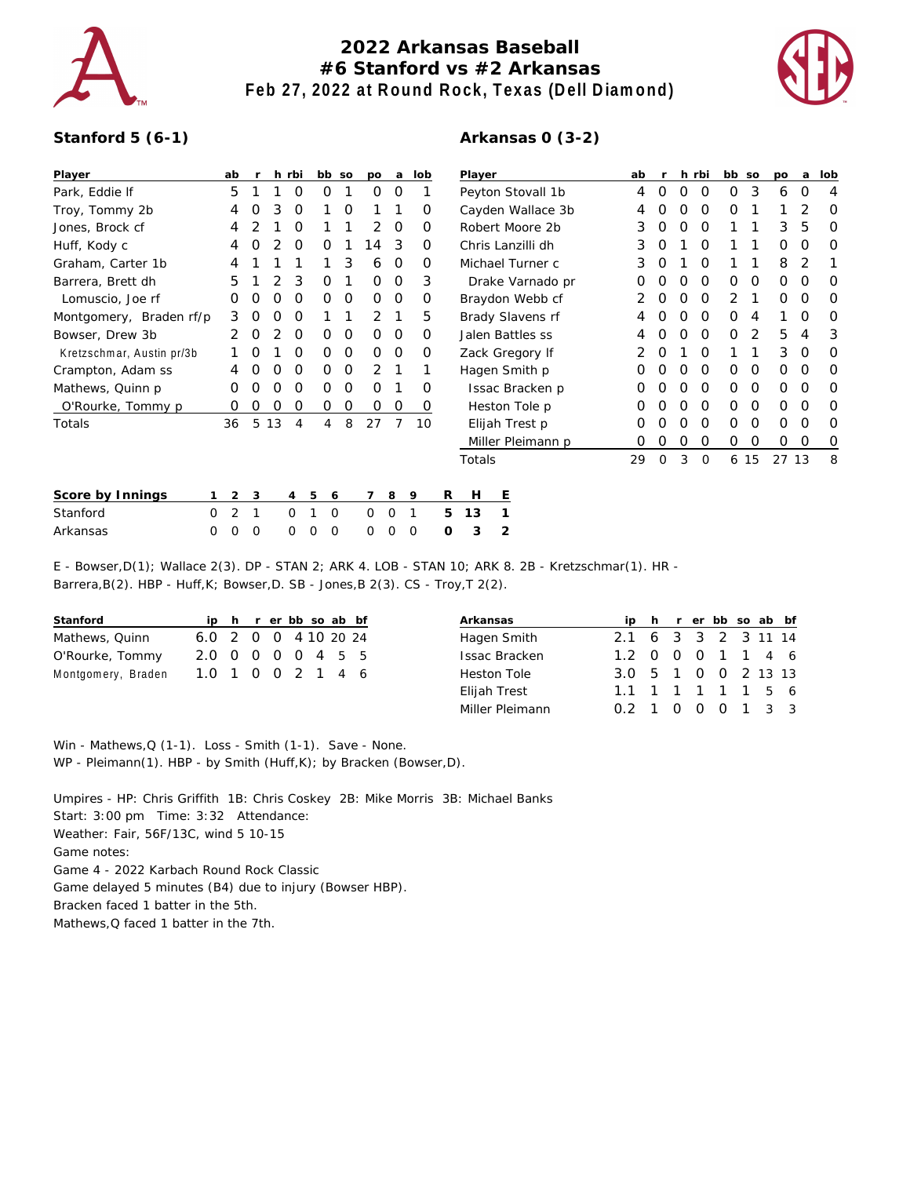# 2022 Arkansas Baseball
## #6 Stanford vs #2 Arkansas
### Feb 27, 2022 at Round Rock, Texas (Dell Diamond)

**Stanford 5 (6-1)**

| Player | ab | r | h | rbi | bb | so | po | a | lob |
|---|---|---|---|---|---|---|---|---|---|
| Park, Eddie lf | 5 | 1 | 1 | 0 | 0 | 1 | 0 | 0 | 1 |
| Troy, Tommy 2b | 4 | 0 | 3 | 0 | 1 | 0 | 1 | 1 | 0 |
| Jones, Brock cf | 4 | 2 | 1 | 0 | 1 | 1 | 2 | 0 | 0 |
| Huff, Kody c | 4 | 0 | 2 | 0 | 0 | 1 | 14 | 3 | 0 |
| Graham, Carter 1b | 4 | 1 | 1 | 1 | 1 | 3 | 6 | 0 | 0 |
| Barrera, Brett dh | 5 | 1 | 2 | 3 | 0 | 1 | 0 | 0 | 3 |
| Lomuscio, Joe rf | 0 | 0 | 0 | 0 | 0 | 0 | 0 | 0 | 0 |
| Montgomery, Braden rf/p | 3 | 0 | 0 | 0 | 1 | 1 | 2 | 1 | 5 |
| Bowser, Drew 3b | 2 | 0 | 2 | 0 | 0 | 0 | 0 | 0 | 0 |
| Kretzschmar, Austin pr/3b | 1 | 0 | 1 | 0 | 0 | 0 | 0 | 0 | 0 |
| Crampton, Adam ss | 4 | 0 | 0 | 0 | 0 | 0 | 2 | 1 | 1 |
| Mathews, Quinn p | 0 | 0 | 0 | 0 | 0 | 0 | 0 | 1 | 0 |
| O'Rourke, Tommy p | 0 | 0 | 0 | 0 | 0 | 0 | 0 | 0 | 0 |
| Totals | 36 | 5 | 13 | 4 | 4 | 8 | 27 | 7 | 10 |

**Arkansas 0 (3-2)**

| Player | ab | r | h | rbi | bb | so | po | a | lob |
|---|---|---|---|---|---|---|---|---|---|
| Peyton Stovall 1b | 4 | 0 | 0 | 0 | 0 | 3 | 6 | 0 | 4 |
| Cayden Wallace 3b | 4 | 0 | 0 | 0 | 0 | 1 | 1 | 2 | 0 |
| Robert Moore 2b | 3 | 0 | 0 | 0 | 1 | 1 | 3 | 5 | 0 |
| Chris Lanzilli dh | 3 | 0 | 1 | 0 | 1 | 1 | 0 | 0 | 0 |
| Michael Turner c | 3 | 0 | 1 | 0 | 1 | 1 | 8 | 2 | 1 |
| Drake Varnado pr | 0 | 0 | 0 | 0 | 0 | 0 | 0 | 0 | 0 |
| Braydon Webb cf | 2 | 0 | 0 | 0 | 2 | 1 | 0 | 0 | 0 |
| Brady Slavens rf | 4 | 0 | 0 | 0 | 0 | 4 | 1 | 0 | 0 |
| Jalen Battles ss | 4 | 0 | 0 | 0 | 0 | 2 | 5 | 4 | 3 |
| Zack Gregory lf | 2 | 0 | 1 | 0 | 1 | 1 | 3 | 0 | 0 |
| Hagen Smith p | 0 | 0 | 0 | 0 | 0 | 0 | 0 | 0 | 0 |
| Issac Bracken p | 0 | 0 | 0 | 0 | 0 | 0 | 0 | 0 | 0 |
| Heston Tole p | 0 | 0 | 0 | 0 | 0 | 0 | 0 | 0 | 0 |
| Elijah Trest p | 0 | 0 | 0 | 0 | 0 | 0 | 0 | 0 | 0 |
| Miller Pleimann p | 0 | 0 | 0 | 0 | 0 | 0 | 0 | 0 | 0 |
| Totals | 29 | 0 | 3 | 0 | 6 | 15 | 27 | 13 | 8 |

| Score by Innings | 1 | 2 | 3 | 4 | 5 | 6 | 7 | 8 | 9 | R | H | E |
|---|---|---|---|---|---|---|---|---|---|---|---|---|
| Stanford | 0 | 2 | 1 | 0 | 1 | 0 | 0 | 0 | 1 | 5 | 13 | 1 |
| Arkansas | 0 | 0 | 0 | 0 | 0 | 0 | 0 | 0 | 0 | 0 | 3 | 2 |

E - Bowser,D(1); Wallace 2(3). DP - STAN 2; ARK 4. LOB - STAN 10; ARK 8. 2B - Kretzschmar(1). HR - Barrera,B(2). HBP - Huff,K; Bowser,D. SB - Jones,B 2(3). CS - Troy,T 2(2).

| Stanford | ip | h | r | er | bb | so | ab | bf |
|---|---|---|---|---|---|---|---|---|
| Mathews, Quinn | 6.0 | 2 | 0 | 0 | 4 | 10 | 20 | 24 |
| O'Rourke, Tommy | 2.0 | 0 | 0 | 0 | 0 | 4 | 5 | 5 |
| Montgomery, Braden | 1.0 | 1 | 0 | 0 | 2 | 1 | 4 | 6 |

| Arkansas | ip | h | r | er | bb | so | ab | bf |
|---|---|---|---|---|---|---|---|---|
| Hagen Smith | 2.1 | 6 | 3 | 3 | 2 | 3 | 11 | 14 |
| Issac Bracken | 1.2 | 0 | 0 | 0 | 1 | 1 | 4 | 6 |
| Heston Tole | 3.0 | 5 | 1 | 0 | 0 | 2 | 13 | 13 |
| Elijah Trest | 1.1 | 1 | 1 | 1 | 1 | 1 | 5 | 6 |
| Miller Pleimann | 0.2 | 1 | 0 | 0 | 0 | 1 | 3 | 3 |

Win - Mathews,Q (1-1). Loss - Smith (1-1). Save - None.
WP - Pleimann(1). HBP - by Smith (Huff,K); by Bracken (Bowser,D).

Umpires - HP: Chris Griffith 1B: Chris Coskey 2B: Mike Morris 3B: Michael Banks
Start: 3:00 pm Time: 3:32 Attendance:
Weather: Fair, 56F/13C, wind 5 10-15
Game notes:
Game 4 - 2022 Karbach Round Rock Classic
Game delayed 5 minutes (B4) due to injury (Bowser HBP).
Bracken faced 1 batter in the 5th.
Mathews,Q faced 1 batter in the 7th.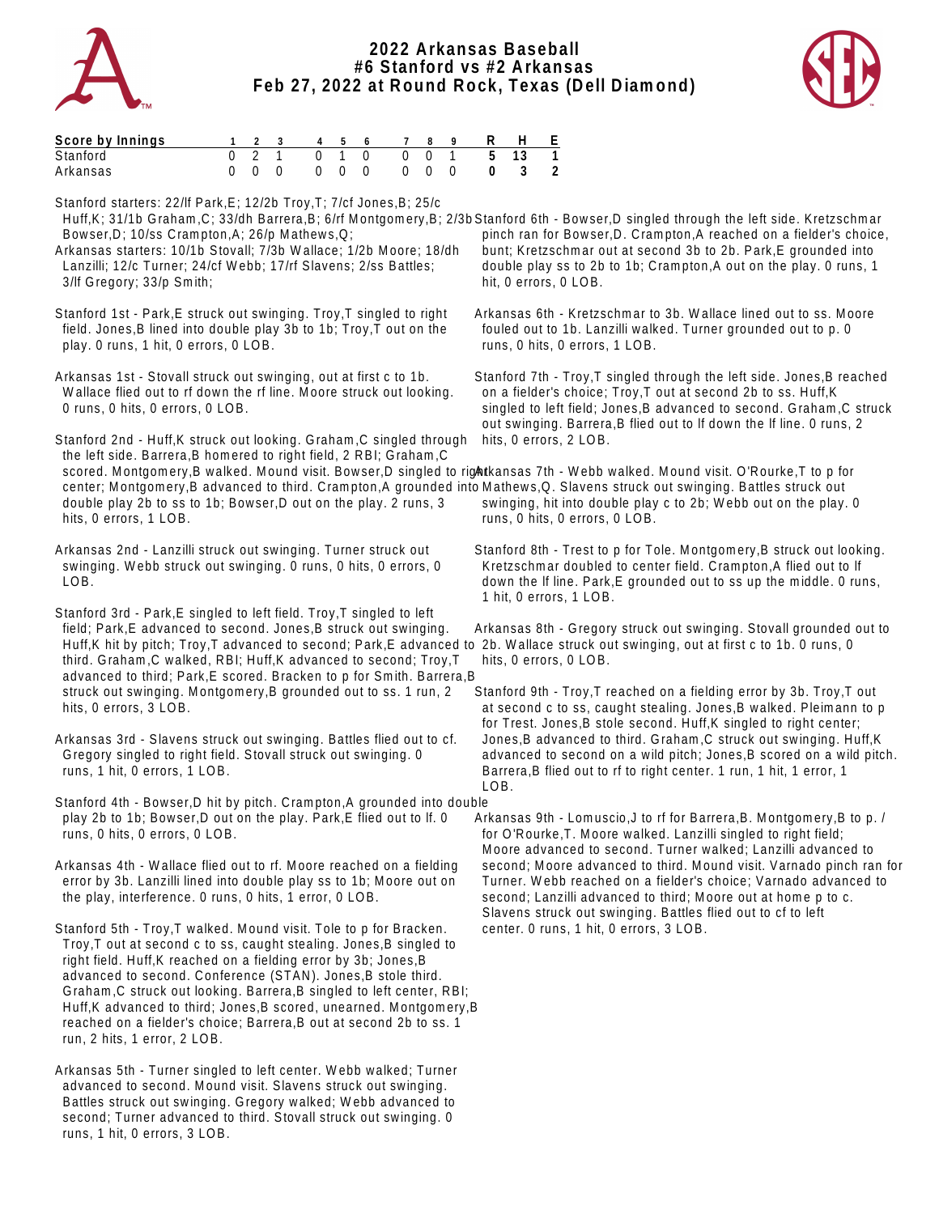# 2022 Arkansas Baseball
## #6 Stanford vs #2 Arkansas
## Feb 27, 2022 at Round Rock, Texas (Dell Diamond)

| Score by Innings | 1 | 2 | 3 | 4 | 5 | 6 | 7 | 8 | 9 | R | H | E |
|---|---|---|---|---|---|---|---|---|---|---|---|---|
| Stanford | 0 | 2 | 1 | 0 | 1 | 0 | 0 | 0 | 1 | 5 | 13 | 1 |
| Arkansas | 0 | 0 | 0 | 0 | 0 | 0 | 0 | 0 | 0 | 0 | 3 | 2 |

Stanford starters: 22/lf Park,E; 12/2b Troy,T; 7/cf Jones,B; 25/c Huff,K; 31/1b Graham,C; 33/dh Barrera,B; 6/rf Montgomery,B; 2/3b Bowser,D; 10/ss Crampton,A; 26/p Mathews,Q;

Arkansas starters: 10/1b Stovall; 7/3b Wallace; 1/2b Moore; 18/dh Lanzilli; 12/c Turner; 24/cf Webb; 17/rf Slavens; 2/ss Battles; 3/lf Gregory; 33/p Smith;

Stanford 1st - Park,E struck out swinging. Troy,T singled to right field. Jones,B lined into double play 3b to 1b; Troy,T out on the play. 0 runs, 1 hit, 0 errors, 0 LOB.

Arkansas 1st - Stovall struck out swinging, out at first c to 1b. Wallace flied out to rf down the rf line. Moore struck out looking. 0 runs, 0 hits, 0 errors, 0 LOB.

Stanford 2nd - Huff,K struck out looking. Graham,C singled through the left side. Barrera,B homered to right field, 2 RBI; Graham,C scored. Montgomery,B walked. Mound visit. Bowser,D singled to right center; Montgomery,B advanced to third. Crampton,A grounded into double play 2b to ss to 1b; Bowser,D out on the play. 2 runs, 3 hits, 0 errors, 1 LOB.

Arkansas 2nd - Lanzilli struck out swinging. Turner struck out swinging. Webb struck out swinging. 0 runs, 0 hits, 0 errors, 0 LOB.

Stanford 3rd - Park,E singled to left field. Troy,T singled to left field; Park,E advanced to second. Jones,B struck out swinging. Huff,K hit by pitch; Troy,T advanced to second; Park,E advanced to third. Graham,C walked, RBI; Huff,K advanced to second; Troy,T advanced to third; Park,E scored. Bracken to p for Smith. Barrera,B struck out swinging. Montgomery,B grounded out to ss. 1 run, 2 hits, 0 errors, 3 LOB.

Arkansas 3rd - Slavens struck out swinging. Battles flied out to cf. Gregory singled to right field. Stovall struck out swinging. 0 runs, 1 hit, 0 errors, 1 LOB.

Stanford 4th - Bowser,D hit by pitch. Crampton,A grounded into double play 2b to 1b; Bowser,D out on the play. Park,E flied out to lf. 0 runs, 0 hits, 0 errors, 0 LOB.

Arkansas 4th - Wallace flied out to rf. Moore reached on a fielding error by 3b. Lanzilli lined into double play ss to 1b; Moore out on the play, interference. 0 runs, 0 hits, 1 error, 0 LOB.

Stanford 5th - Troy,T walked. Mound visit. Tole to p for Bracken. Troy,T out at second c to ss, caught stealing. Jones,B singled to right field. Huff,K reached on a fielding error by 3b; Jones,B advanced to second. Conference (STAN). Jones,B stole third. Graham,C struck out looking. Barrera,B singled to left center, RBI; Huff,K advanced to third; Jones,B scored, unearned. Montgomery,B reached on a fielder's choice; Barrera,B out at second 2b to ss. 1 run, 2 hits, 1 error, 2 LOB.

Arkansas 5th - Turner singled to left center. Webb walked; Turner advanced to second. Mound visit. Slavens struck out swinging. Battles struck out swinging. Gregory walked; Webb advanced to second; Turner advanced to third. Stovall struck out swinging. 0 runs, 1 hit, 0 errors, 3 LOB.

Stanford 6th - Bowser,D singled through the left side. Kretzschmar pinch ran for Bowser,D. Crampton,A reached on a fielder's choice, bunt; Kretzschmar out at second 3b to 2b. Park,E grounded into double play ss to 2b to 1b; Crampton,A out on the play. 0 runs, 1 hit, 0 errors, 0 LOB.

Arkansas 6th - Kretzschmar to 3b. Wallace lined out to ss. Moore fouled out to 1b. Lanzilli walked. Turner grounded out to p. 0 runs, 0 hits, 0 errors, 1 LOB.

Stanford 7th - Troy,T singled through the left side. Jones,B reached on a fielder's choice; Troy,T out at second 2b to ss. Huff,K singled to left field; Jones,B advanced to second. Graham,C struck out swinging. Barrera,B flied out to lf down the lf line. 0 runs, 2 hits, 0 errors, 2 LOB.

Arkansas 7th - Webb walked. Mound visit. O'Rourke,T to p for Mathews,Q. Slavens struck out swinging. Battles struck out swinging, hit into double play c to 2b; Webb out on the play. 0 runs, 0 hits, 0 errors, 0 LOB.

Stanford 8th - Trest to p for Tole. Montgomery,B struck out looking. Kretzschmar doubled to center field. Crampton,A flied out to lf down the lf line. Park,E grounded out to ss up the middle. 0 runs, 1 hit, 0 errors, 1 LOB.

Arkansas 8th - Gregory struck out swinging. Stovall grounded out to 2b. Wallace struck out swinging, out at first c to 1b. 0 runs, 0 hits, 0 errors, 0 LOB.

Stanford 9th - Troy,T reached on a fielding error by 3b. Troy,T out at second c to ss, caught stealing. Jones,B walked. Pleimann to p for Trest. Jones,B stole second. Huff,K singled to right center; Jones,B advanced to third. Graham,C struck out swinging. Huff,K advanced to second on a wild pitch; Jones,B scored on a wild pitch. Barrera,B flied out to rf to right center. 1 run, 1 hit, 1 error, 1 LOB.

Arkansas 9th - Lomuscio,J to rf for Barrera,B. Montgomery,B to p. / for O'Rourke,T. Moore walked. Lanzilli singled to right field; Moore advanced to second. Turner walked; Lanzilli advanced to second; Moore advanced to third. Mound visit. Varnado pinch ran for Turner. Webb reached on a fielder's choice; Varnado advanced to second; Lanzilli advanced to third; Moore out at home p to c. Slavens struck out swinging. Battles flied out to cf to left center. 0 runs, 1 hit, 0 errors, 3 LOB.